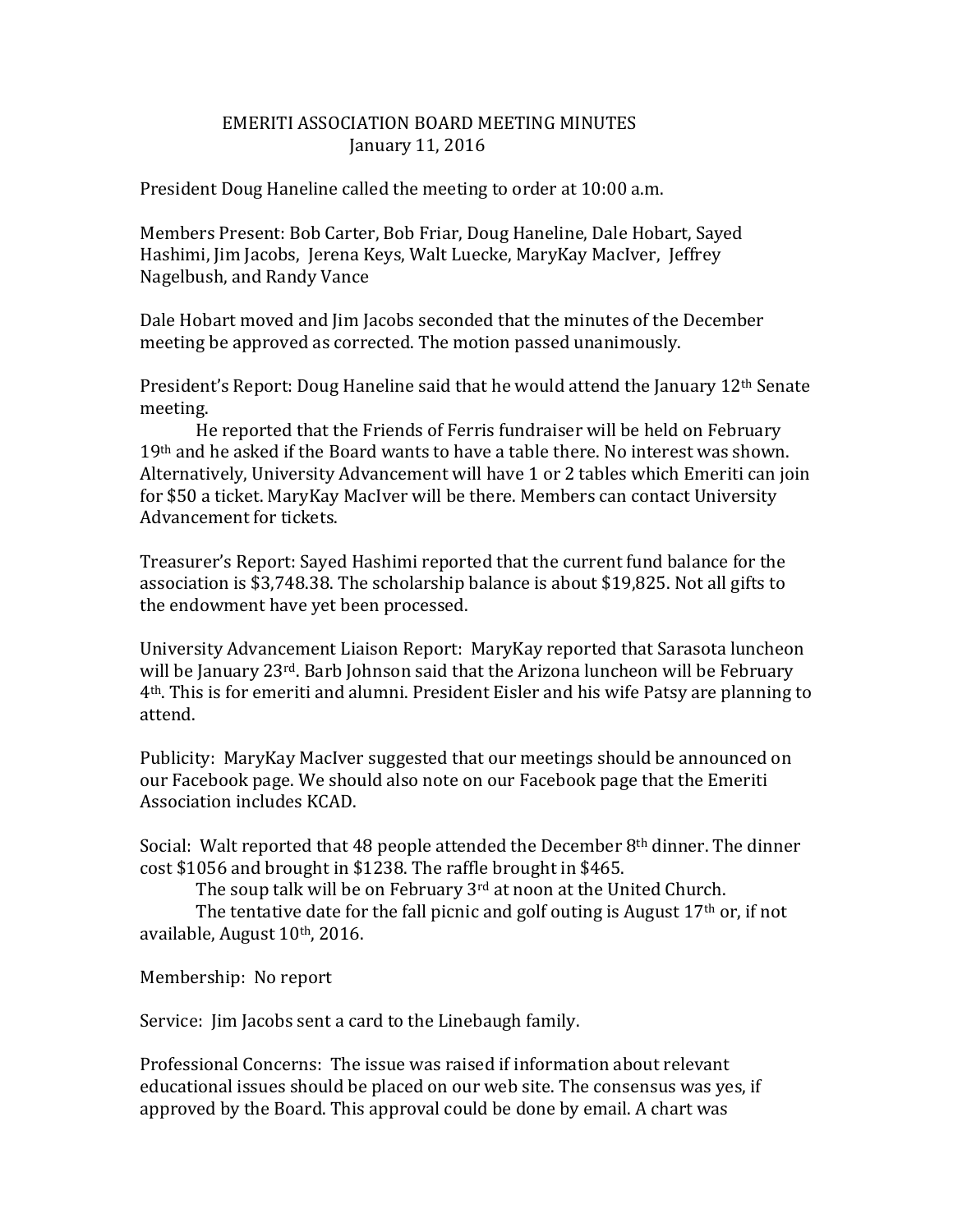# EMERITI ASSOCIATION BOARD MEETING MINUTES

January 11, 2016

President Doug Haneline called the meeting to order at 10:00 a.m.

Members Present: Bob Carter, Bob Friar, Doug Haneline, Dale Hobart, Sayed Hashimi, Jim Jacobs, Jerena Keys, Walt Luecke, MaryKay MacIver, Jeffrey Nagelbush, and Randy Vance

Dale Hobart moved and Jim Jacobs seconded that the minutes of the December meeting be approved as corrected. The motion passed unanimously.

President's Report: Doug Haneline said that he would attend the January 12th Senate meeting.

He reported that the Friends of Ferris fundraiser will be held on February 19th and he asked if the Board wants to have a table there. No interest was shown. Alternatively, University Advancement will have 1 or 2 tables which Emeriti can join for $50 a ticket. MaryKay MacIver will be there. Members can contact University Advancement for tickets.

Treasurer's Report: Sayed Hashimi reported that the current fund balance for the association is $3,748.38. The scholarship balance is about $19,825. Not all gifts to the endowment have yet been processed.

University Advancement Liaison Report: MaryKay reported that Sarasota luncheon will be January 23rd. Barb Johnson said that the Arizona luncheon will be February 4th. This is for emeriti and alumni. President Eisler and his wife Patsy are planning to attend.

Publicity: MaryKay MacIver suggested that our meetings should be announced on our Facebook page. We should also note on our Facebook page that the Emeriti Association includes KCAD.

Social: Walt reported that 48 people attended the December 8th dinner. The dinner cost $1056 and brought in $1238. The raffle brought in $465.

The soup talk will be on February 3rd at noon at the United Church.

The tentative date for the fall picnic and golf outing is August 17th or, if not available, August 10th, 2016.

Membership: No report

Service: Jim Jacobs sent a card to the Linebaugh family.

Professional Concerns: The issue was raised if information about relevant educational issues should be placed on our web site. The consensus was yes, if approved by the Board. This approval could be done by email. A chart was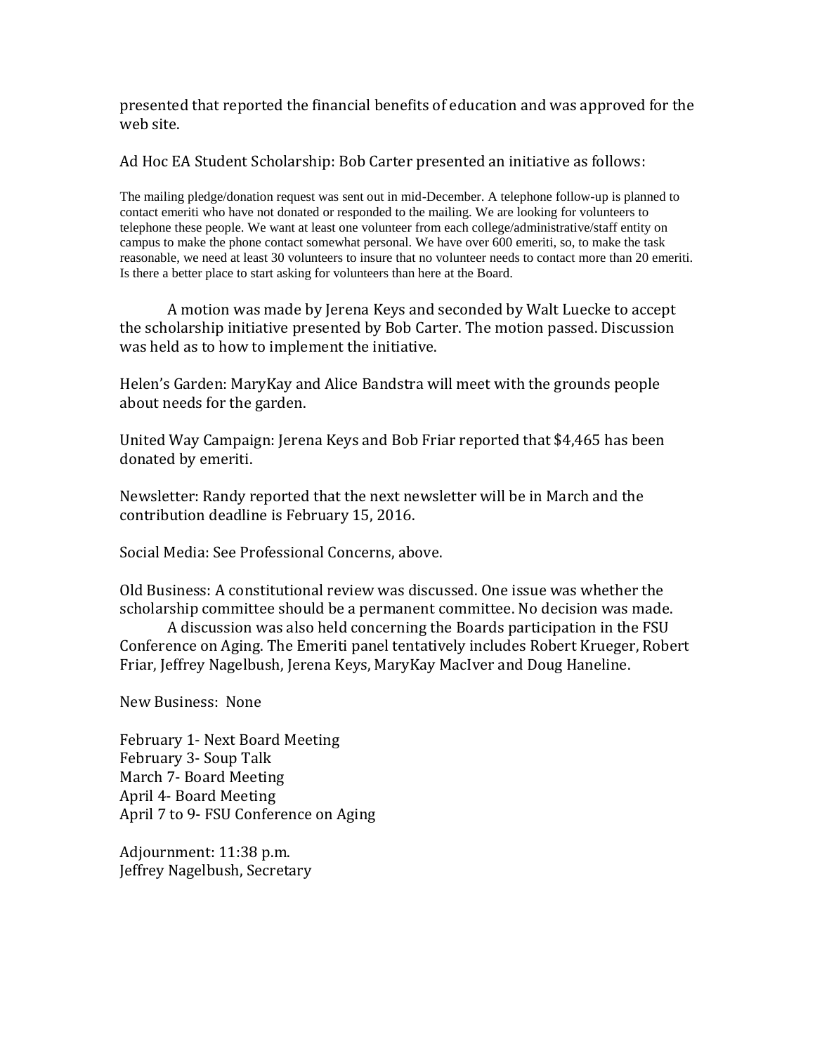presented that reported the financial benefits of education and was approved for the web site.

Ad Hoc EA Student Scholarship: Bob Carter presented an initiative as follows:

The mailing pledge/donation request was sent out in mid-December. A telephone follow-up is planned to contact emeriti who have not donated or responded to the mailing. We are looking for volunteers to telephone these people. We want at least one volunteer from each college/administrative/staff entity on campus to make the phone contact somewhat personal. We have over 600 emeriti, so, to make the task reasonable, we need at least 30 volunteers to insure that no volunteer needs to contact more than 20 emeriti. Is there a better place to start asking for volunteers than here at the Board.

A motion was made by Jerena Keys and seconded by Walt Luecke to accept the scholarship initiative presented by Bob Carter. The motion passed. Discussion was held as to how to implement the initiative.

Helen's Garden: MaryKay and Alice Bandstra will meet with the grounds people about needs for the garden.

United Way Campaign: Jerena Keys and Bob Friar reported that $4,465 has been donated by emeriti.

Newsletter: Randy reported that the next newsletter will be in March and the contribution deadline is February 15, 2016.

Social Media: See Professional Concerns, above.

Old Business: A constitutional review was discussed. One issue was whether the scholarship committee should be a permanent committee. No decision was made.

A discussion was also held concerning the Boards participation in the FSU Conference on Aging. The Emeriti panel tentatively includes Robert Krueger, Robert Friar, Jeffrey Nagelbush, Jerena Keys, MaryKay MacIver and Doug Haneline.

New Business: None

February 1- Next Board Meeting
February 3- Soup Talk
March 7- Board Meeting
April 4- Board Meeting
April 7 to 9- FSU Conference on Aging

Adjournment: 11:38 p.m.
Jeffrey Nagelbush, Secretary